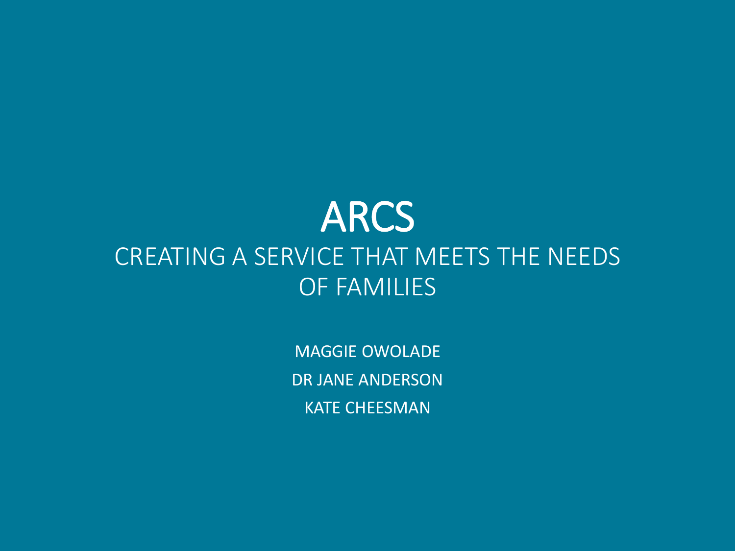# ARCS

## CREATING A SERVICE THAT MEETS THE NEEDS OF FAMILIES

MAGGIE OWOLADE

DR JANE ANDERSON

KATE CHEESMAN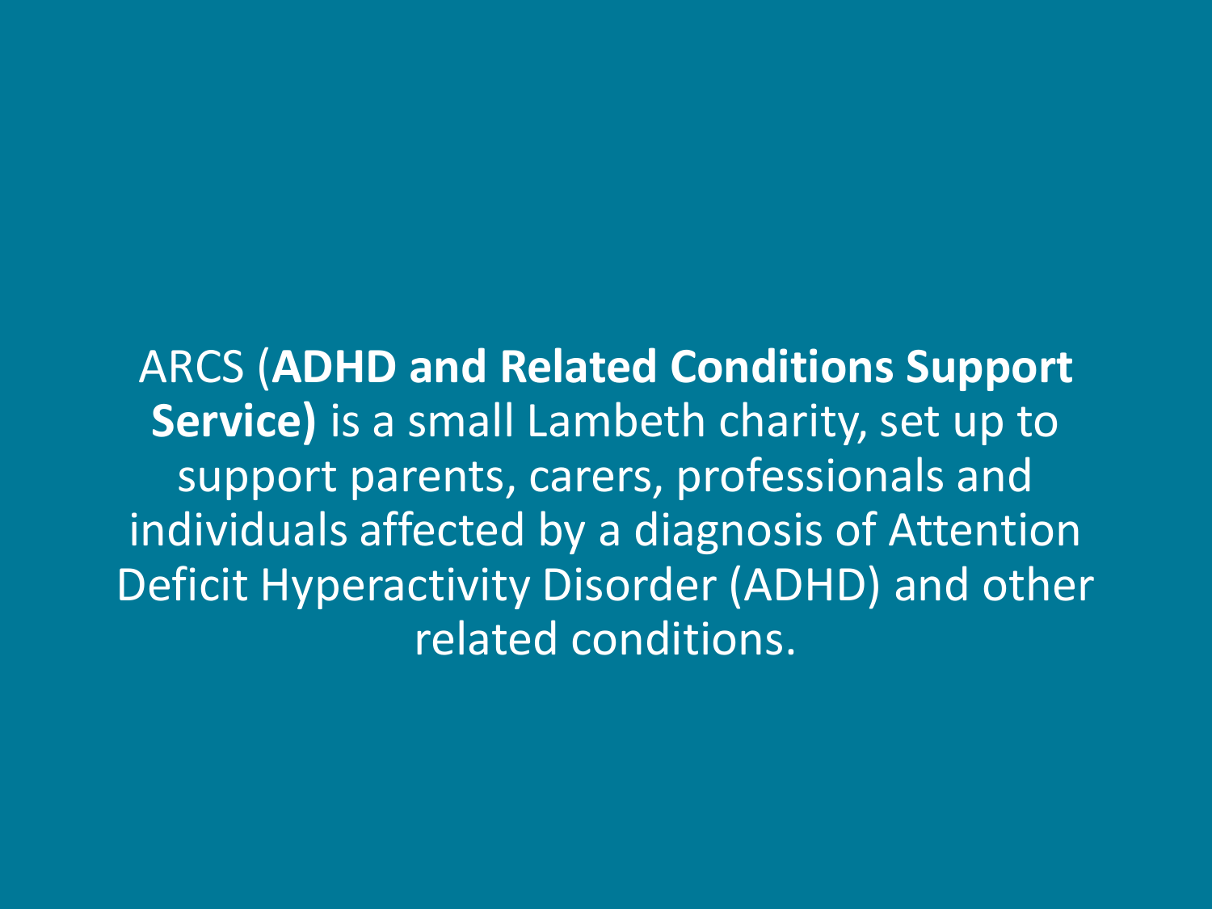ARCS (**ADHD and Related Conditions Support Service)** is a small Lambeth charity, set up to support parents, carers, professionals and individuals affected by a diagnosis of Attention Deficit Hyperactivity Disorder (ADHD) and other related conditions.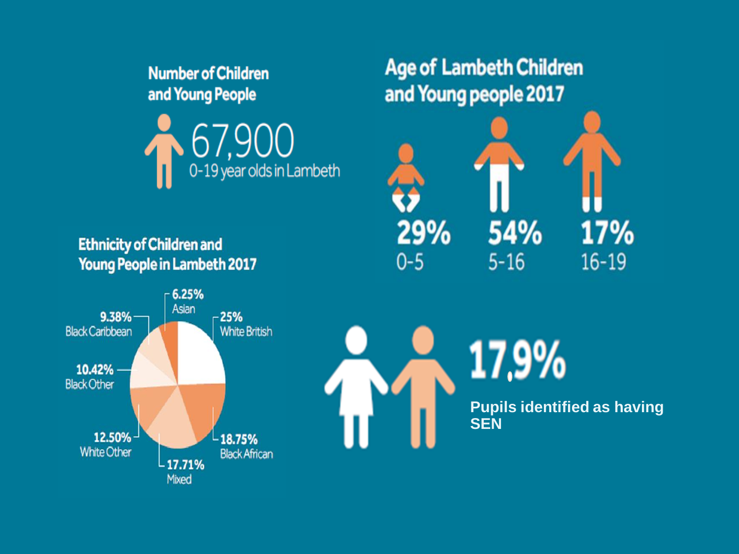## Number of Children and Young People

67,900

0-19 year olds in Lambeth

## Age of Lambeth Children and Young people 2017

| 29% | 54% | 17% |
| --- | --- | --- |
| 0-5 | 5-16 | 16-19 |

## Ethnicity of Children and Young People in Lambeth 2017

- 6.25% Asian
- 25% White British
- 18.75% Black African
- 17.71% Mixed
- 12.50% White Other
- 10.42% Black Other
- 9.38% Black Caribbean

17.9%

Pupils identified as having SEN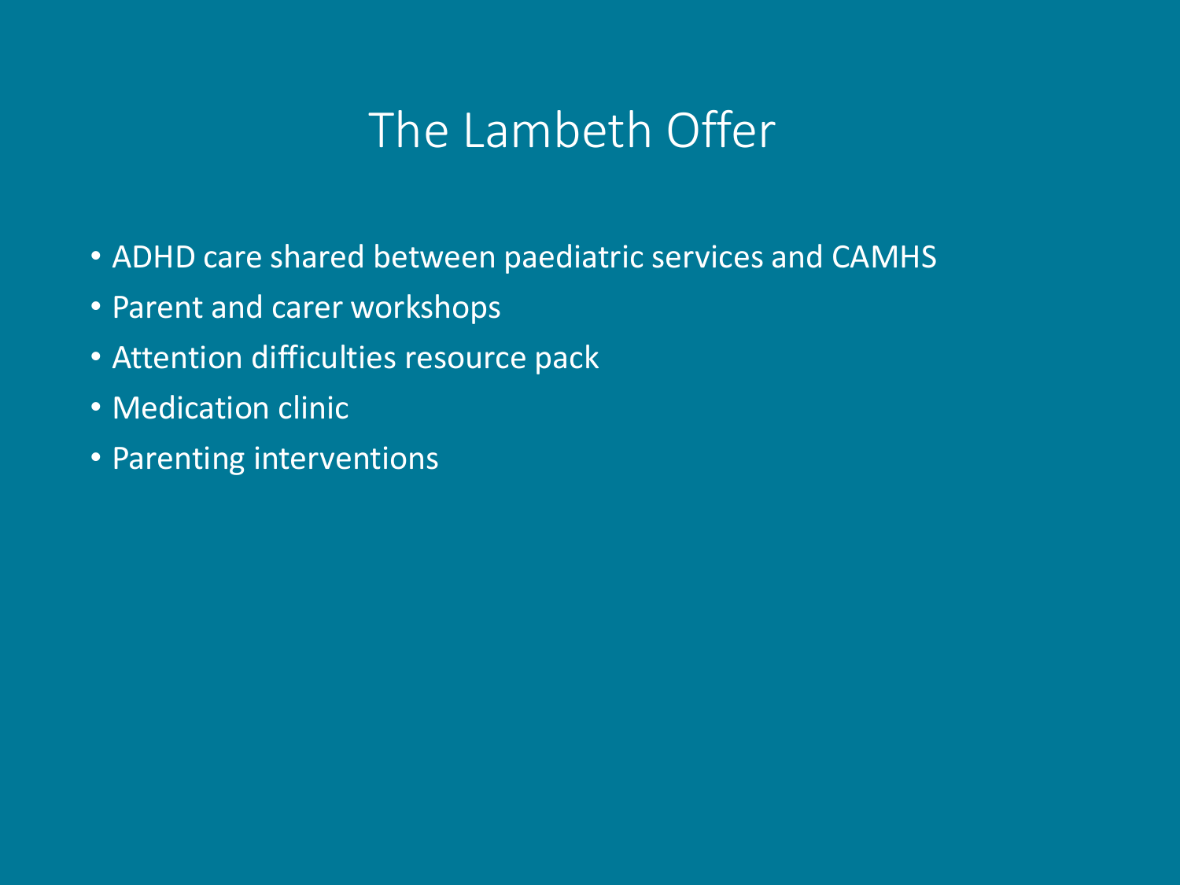# The Lambeth Offer

- ADHD care shared between paediatric services and CAMHS
- Parent and carer workshops
- Attention difficulties resource pack
- Medication clinic
- Parenting interventions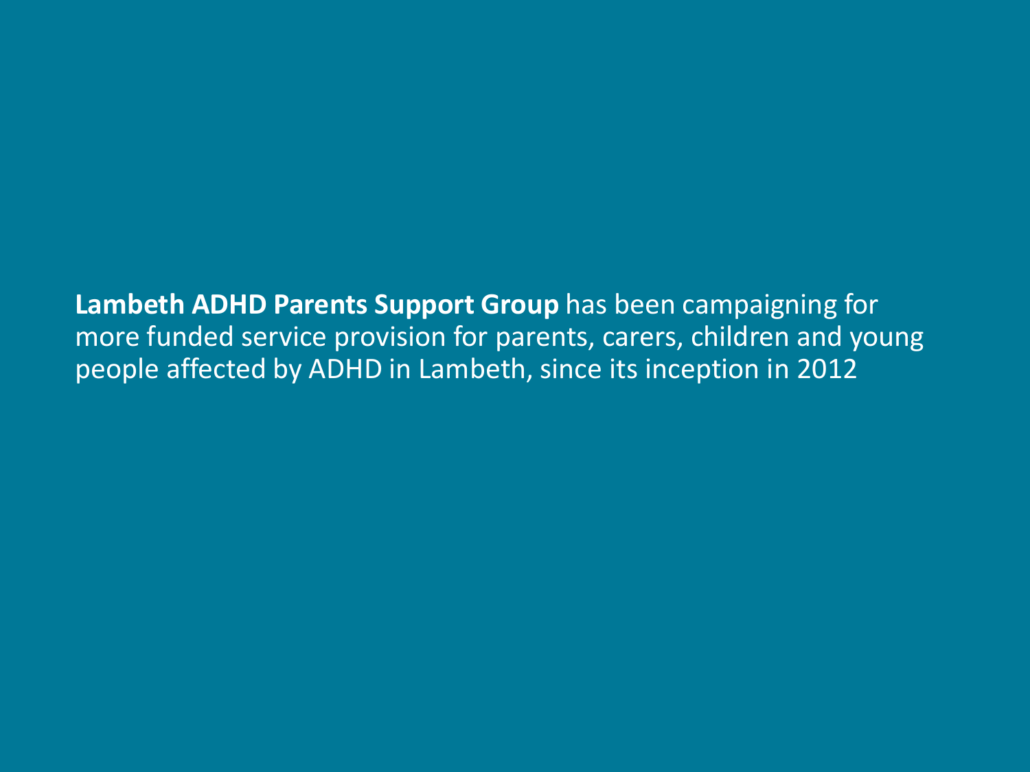**Lambeth ADHD Parents Support Group** has been campaigning for more funded service provision for parents, carers, children and young people affected by ADHD in Lambeth, since its inception in 2012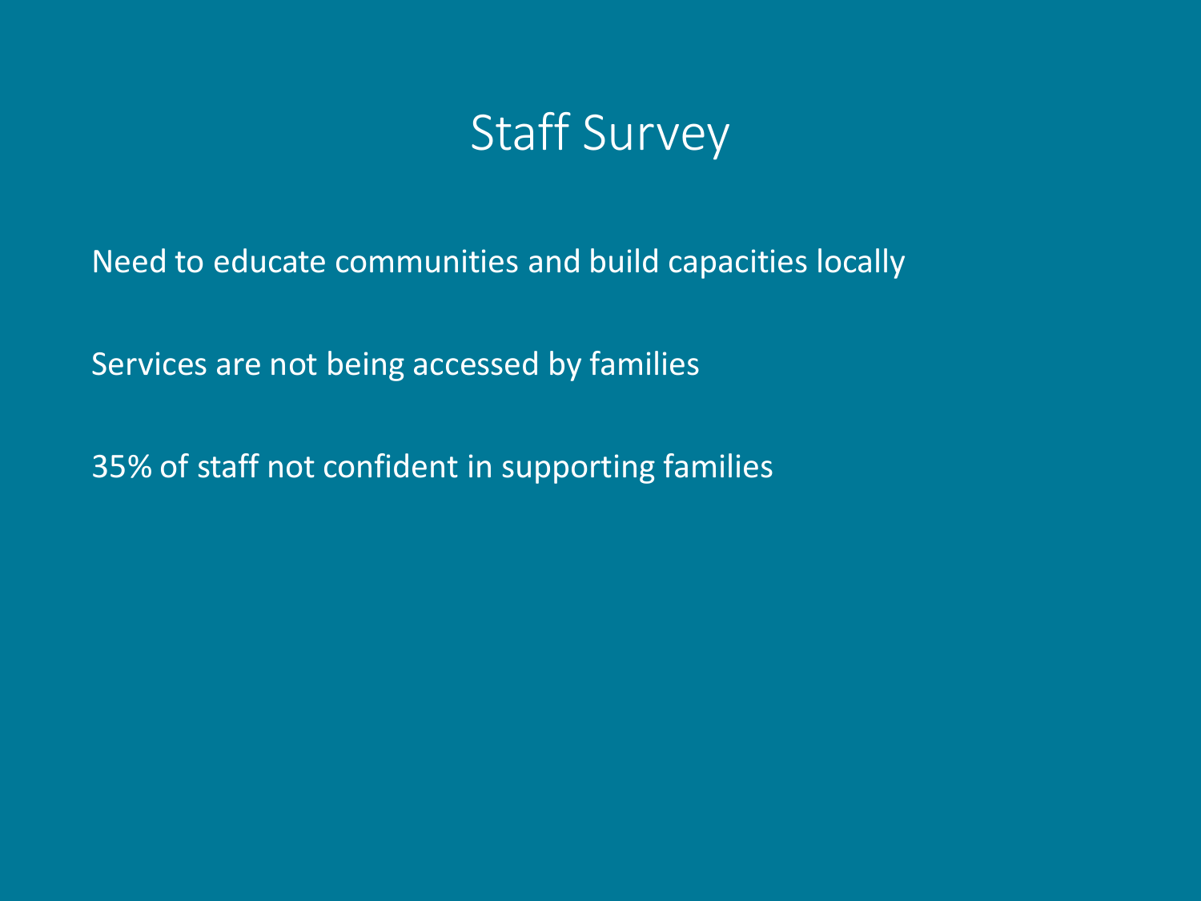# Staff Survey

Need to educate communities and build capacities locally

Services are not being accessed by families

35% of staff not confident in supporting families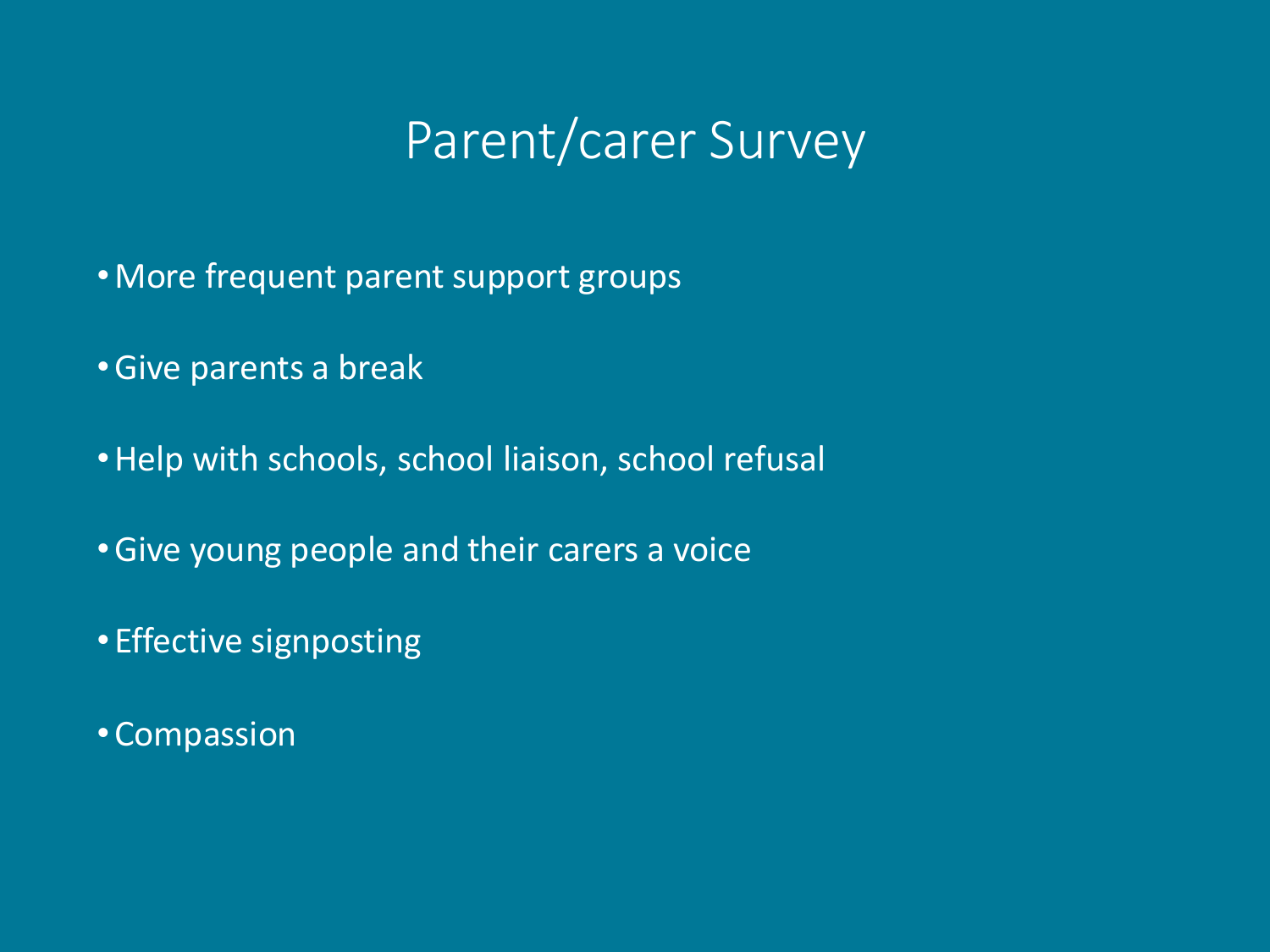# Parent/carer Survey

- More frequent parent support groups
- Give parents a break
- Help with schools, school liaison, school refusal
- Give young people and their carers a voice
- Effective signposting
- Compassion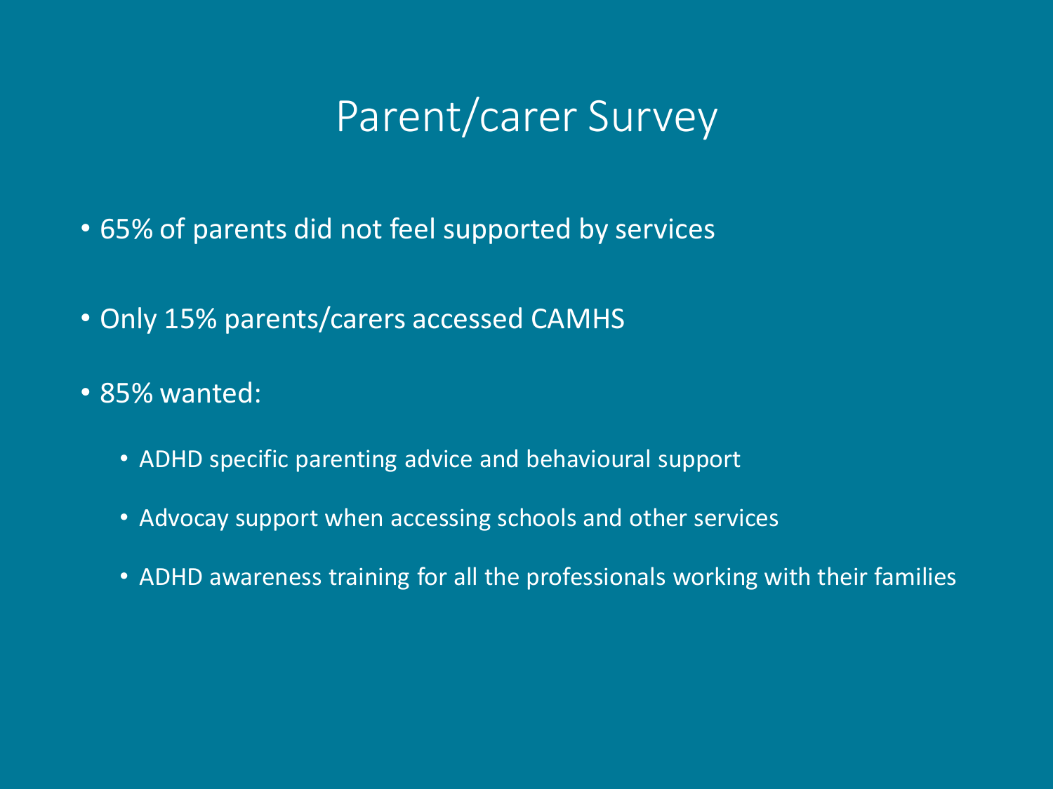# Parent/carer Survey

- 65% of parents did not feel supported by services
- Only 15% parents/carers accessed CAMHS
- 85% wanted:
  - ADHD specific parenting advice and behavioural support
  - Advocay support when accessing schools and other services
  - ADHD awareness training for all the professionals working with their families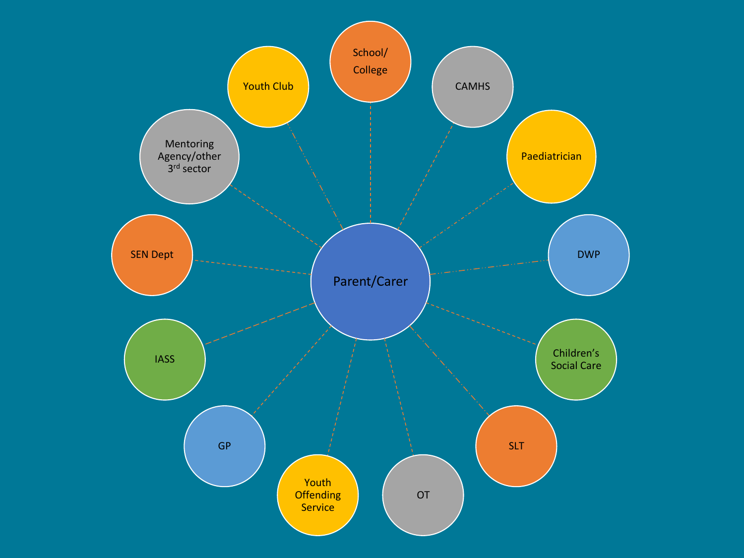Parent/Carer

- School/ College
- CAMHS
- Paediatrician
- DWP
- Children's Social Care
- SLT
- OT
- Youth Offending Service
- GP
- IASS
- SEN Dept
- Mentoring Agency/other 3rd sector
- Youth Club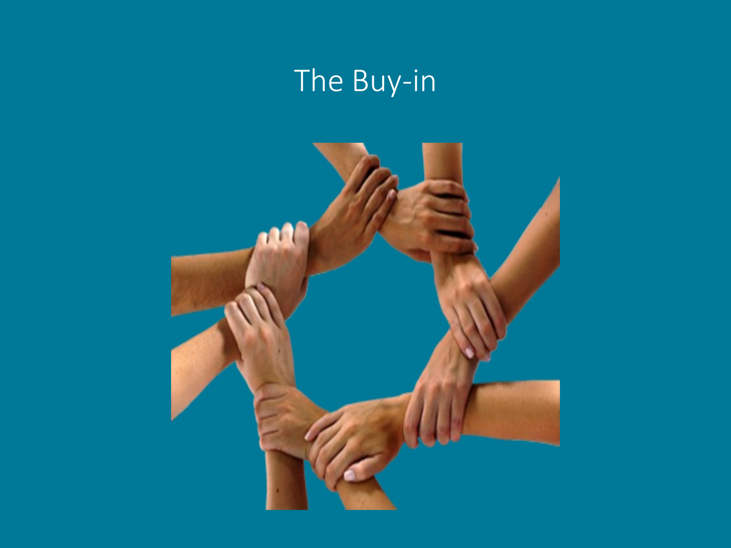# The Buy-in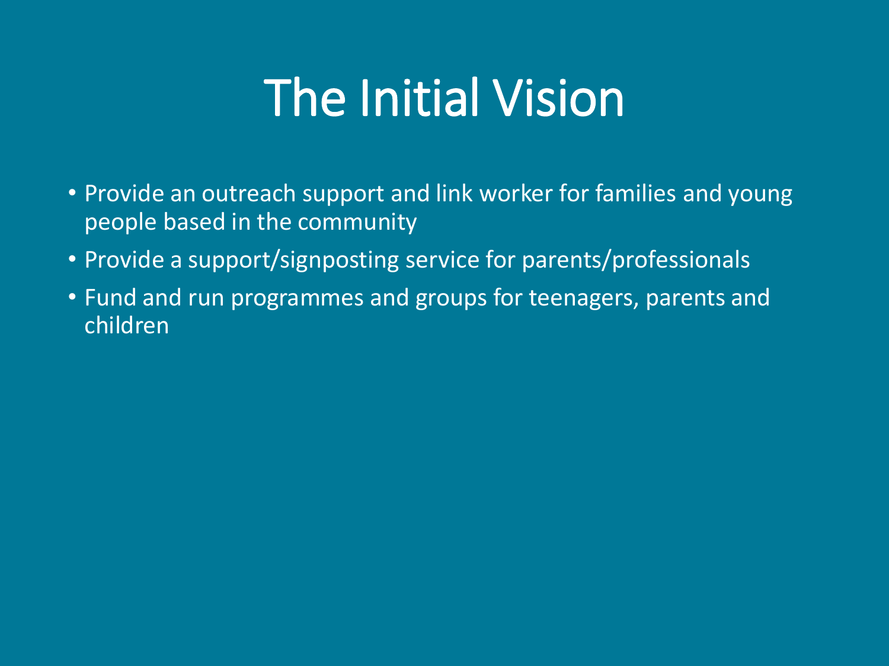# The Initial Vision

- Provide an outreach support and link worker for families and young people based in the community
- Provide a support/signposting service for parents/professionals
- Fund and run programmes and groups for teenagers, parents and children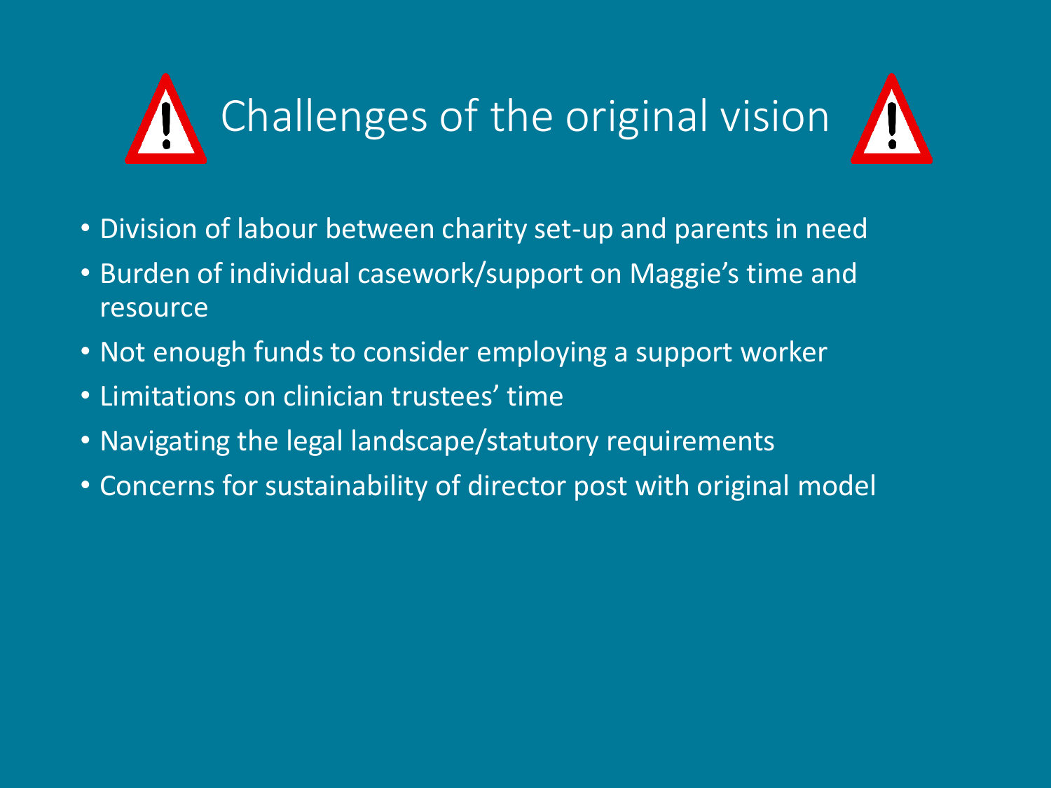# Challenges of the original vision

- Division of labour between charity set-up and parents in need
- Burden of individual casework/support on Maggie's time and resource
- Not enough funds to consider employing a support worker
- Limitations on clinician trustees' time
- Navigating the legal landscape/statutory requirements
- Concerns for sustainability of director post with original model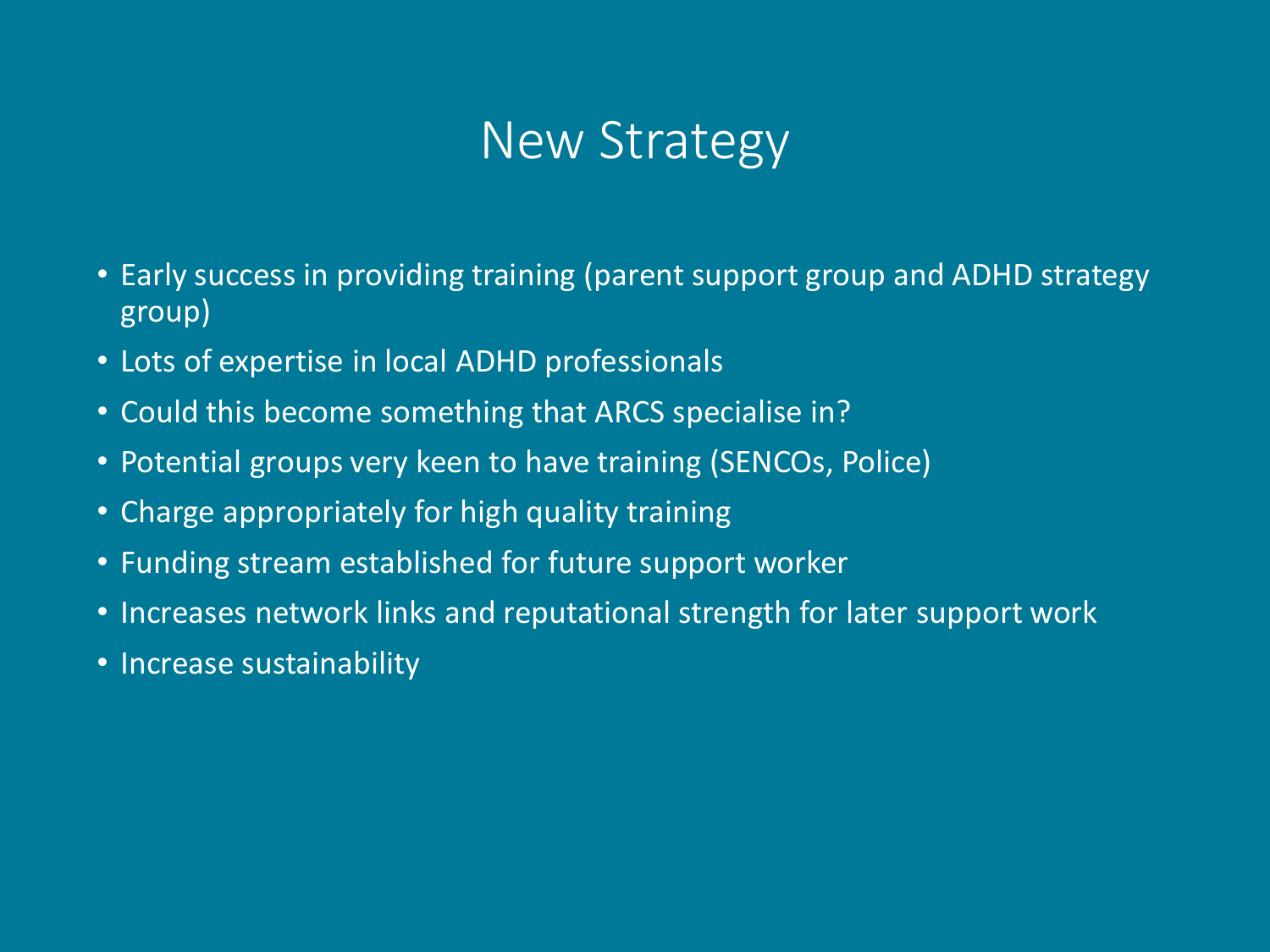# New Strategy

- Early success in providing training (parent support group and ADHD strategy group)
- Lots of expertise in local ADHD professionals
- Could this become something that ARCS specialise in?
- Potential groups very keen to have training (SENCOs, Police)
- Charge appropriately for high quality training
- Funding stream established for future support worker
- Increases network links and reputational strength for later support work
- Increase sustainability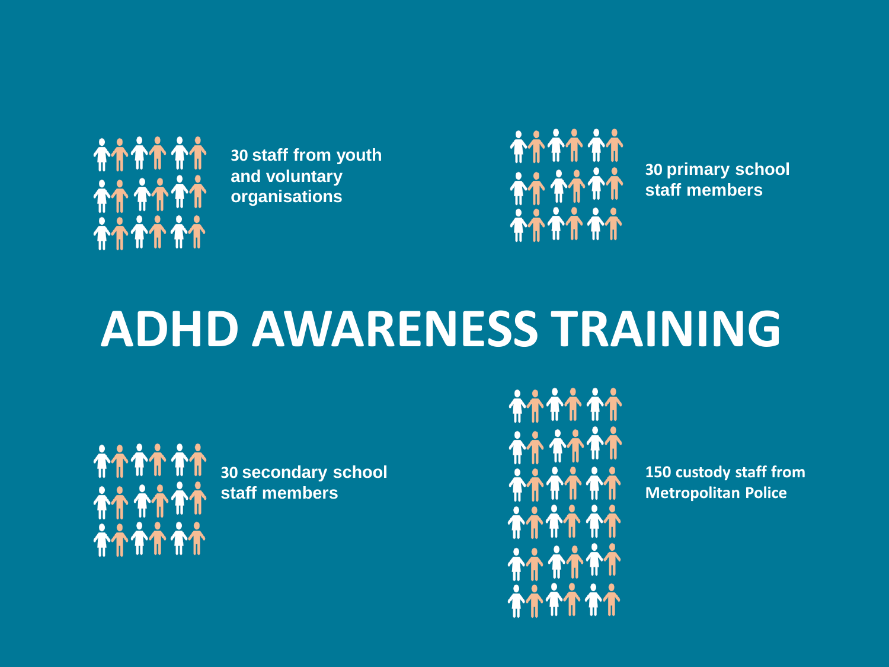# ADHD AWARENESS TRAINING

**30 staff from youth and voluntary organisations**

**30 primary school staff members**

**30 secondary school staff members**

**150 custody staff from Metropolitan Police**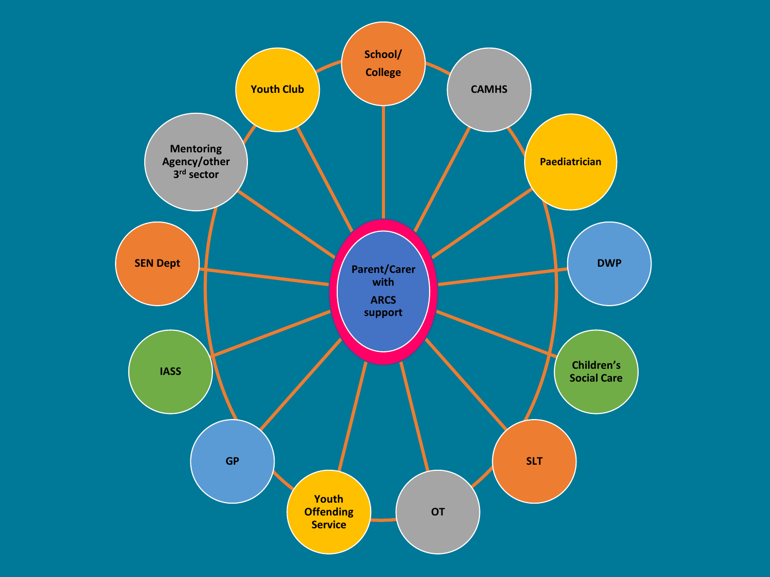Parent/Carer with ARCS support

- School/ College
- CAMHS
- Paediatrician
- DWP
- Children's Social Care
- SLT
- OT
- Youth Offending Service
- GP
- IASS
- SEN Dept
- Mentoring Agency/other 3rd sector
- Youth Club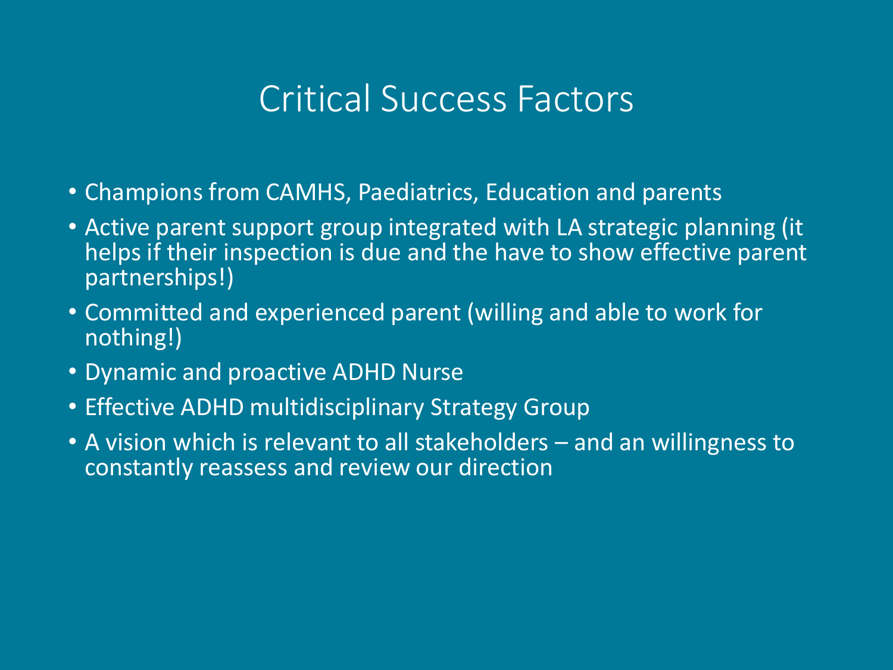# Critical Success Factors

- Champions from CAMHS, Paediatrics, Education and parents
- Active parent support group integrated with LA strategic planning (it helps if their inspection is due and the have to show effective parent partnerships!)
- Committed and experienced parent (willing and able to work for nothing!)
- Dynamic and proactive ADHD Nurse
- Effective ADHD multidisciplinary Strategy Group
- A vision which is relevant to all stakeholders – and an willingness to constantly reassess and review our direction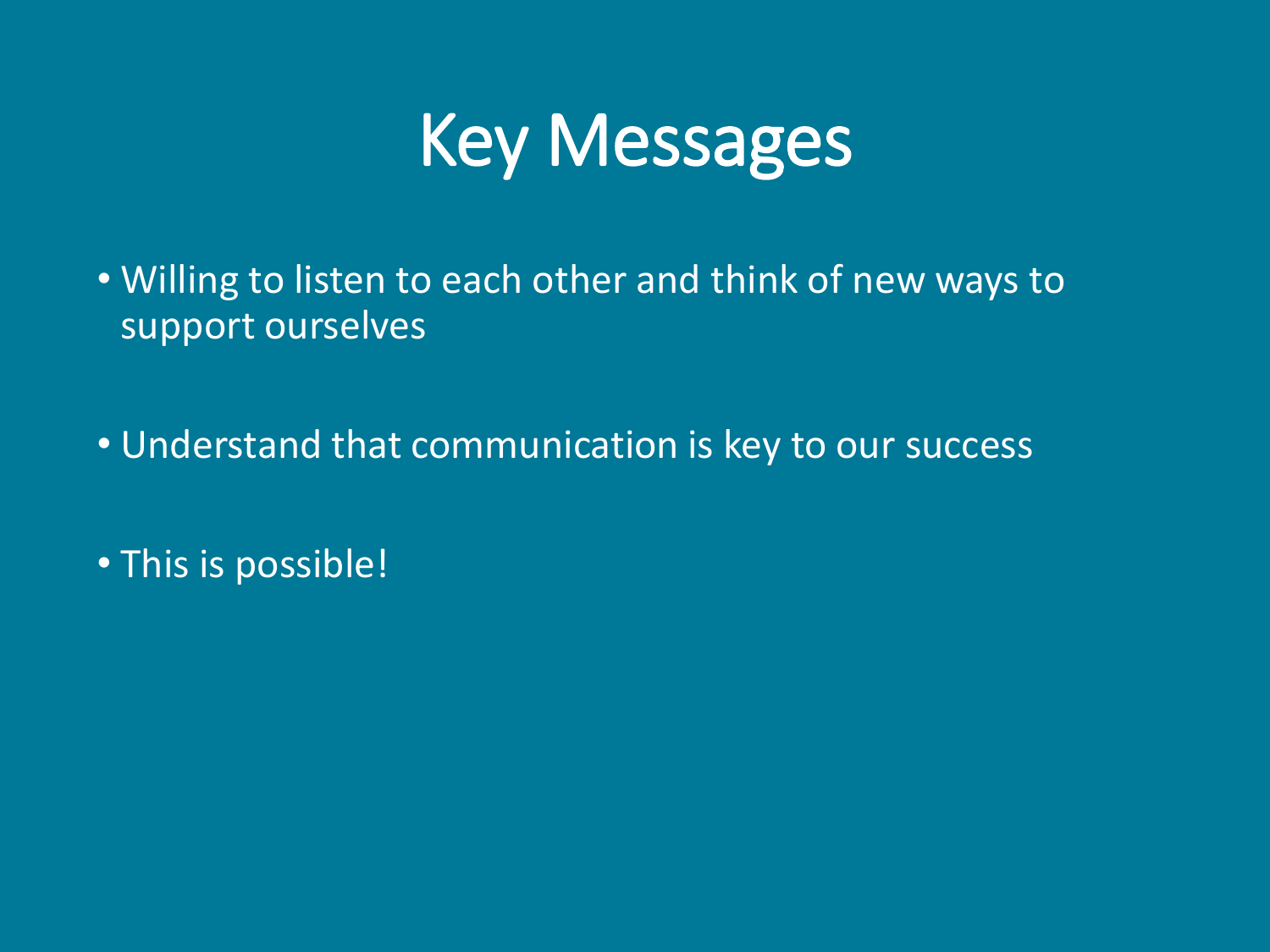# Key Messages

- Willing to listen to each other and think of new ways to support ourselves
- Understand that communication is key to our success
- This is possible!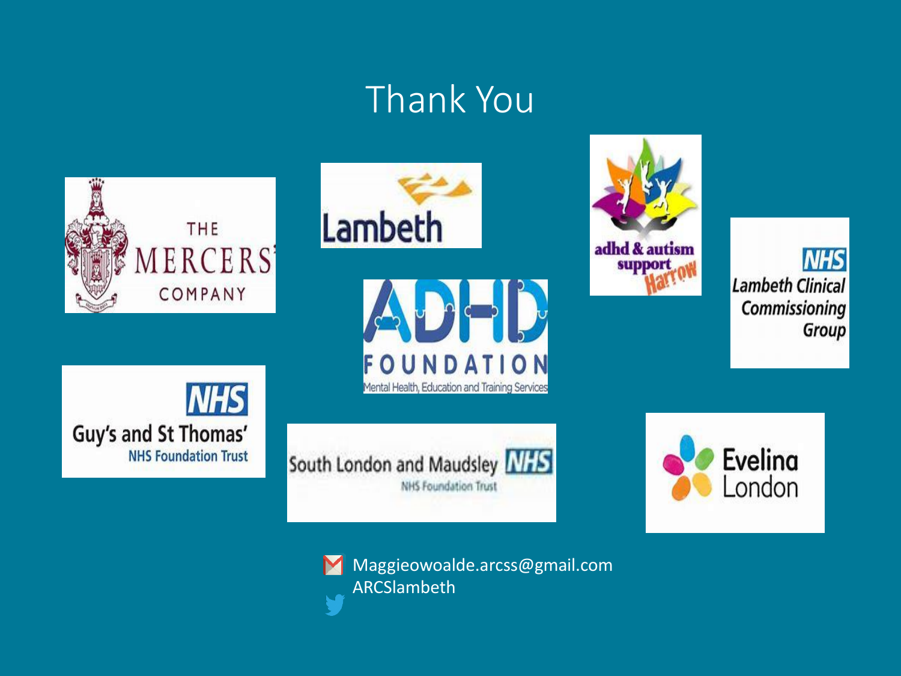# Thank You

THE MERCERS' COMPANY

Lambeth

ADHD FOUNDATION
Mental Health, Education and Training Services

adhd & autism support Harrow

NHS Lambeth Clinical Commissioning Group

NHS Guy's and St Thomas' NHS Foundation Trust

South London and Maudsley NHS Foundation Trust

Evelina London

Maggieowoalde.arcss@gmail.com

ARCSlambeth